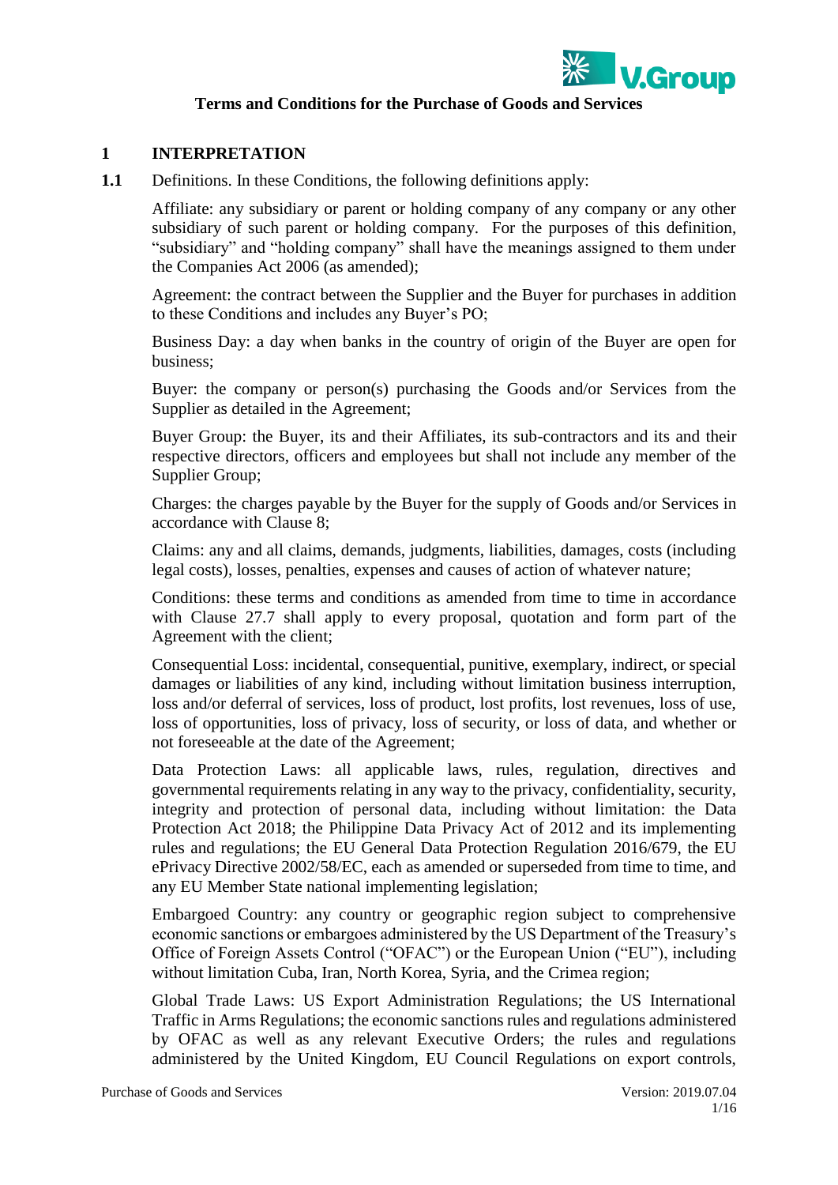# Terms and Conditions for the Purchase of Goods and Services

## 1 INTERPRETATION

**1.1** Definitions. In these Conditions, the following definitions apply:

Affiliate: any subsidiary or parent or holding company of any company or any other subsidiary of such parent or holding company. For the purposes of this definition, "subsidiary" and "holding company" shall have the meanings assigned to them under the Companies Act 2006 (as amended);

Agreement: the contract between the Supplier and the Buyer for purchases in addition to these Conditions and includes any Buyer's PO;

Business Day: a day when banks in the country of origin of the Buyer are open for business;

Buyer: the company or person(s) purchasing the Goods and/or Services from the Supplier as detailed in the Agreement;

Buyer Group: the Buyer, its and their Affiliates, its sub-contractors and its and their respective directors, officers and employees but shall not include any member of the Supplier Group;

Charges: the charges payable by the Buyer for the supply of Goods and/or Services in accordance with Clause 8;

Claims: any and all claims, demands, judgments, liabilities, damages, costs (including legal costs), losses, penalties, expenses and causes of action of whatever nature;

Conditions: these terms and conditions as amended from time to time in accordance with Clause 27.7 shall apply to every proposal, quotation and form part of the Agreement with the client;

Consequential Loss: incidental, consequential, punitive, exemplary, indirect, or special damages or liabilities of any kind, including without limitation business interruption, loss and/or deferral of services, loss of product, lost profits, lost revenues, loss of use, loss of opportunities, loss of privacy, loss of security, or loss of data, and whether or not foreseeable at the date of the Agreement;

Data Protection Laws: all applicable laws, rules, regulation, directives and governmental requirements relating in any way to the privacy, confidentiality, security, integrity and protection of personal data, including without limitation: the Data Protection Act 2018; the Philippine Data Privacy Act of 2012 and its implementing rules and regulations; the EU General Data Protection Regulation 2016/679, the EU ePrivacy Directive 2002/58/EC, each as amended or superseded from time to time, and any EU Member State national implementing legislation;

Embargoed Country: any country or geographic region subject to comprehensive economic sanctions or embargoes administered by the US Department of the Treasury's Office of Foreign Assets Control ("OFAC") or the European Union ("EU"), including without limitation Cuba, Iran, North Korea, Syria, and the Crimea region;

Global Trade Laws: US Export Administration Regulations; the US International Traffic in Arms Regulations; the economic sanctions rules and regulations administered by OFAC as well as any relevant Executive Orders; the rules and regulations administered by the United Kingdom, EU Council Regulations on export controls,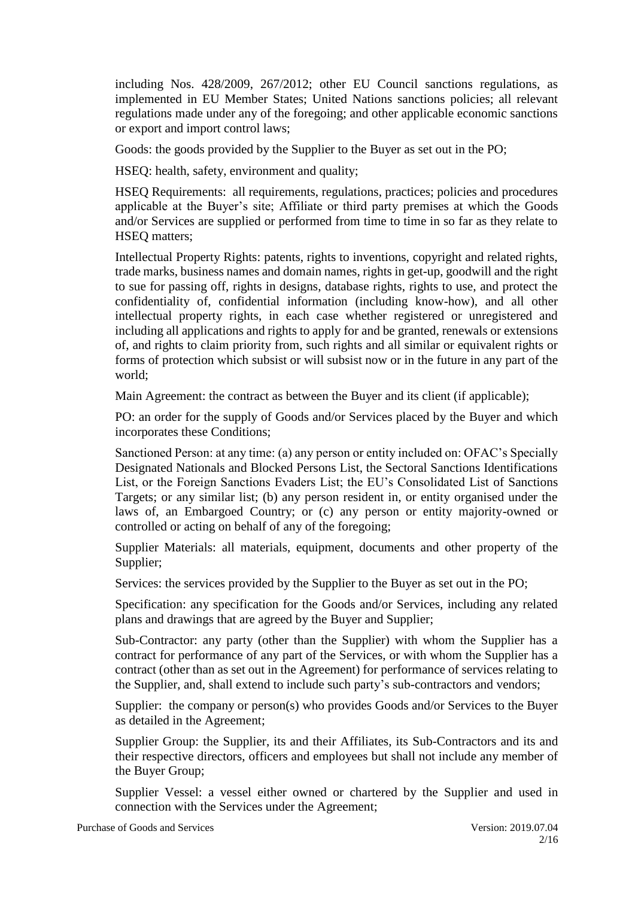including Nos. 428/2009, 267/2012; other EU Council sanctions regulations, as implemented in EU Member States; United Nations sanctions policies; all relevant regulations made under any of the foregoing; and other applicable economic sanctions or export and import control laws;

Goods: the goods provided by the Supplier to the Buyer as set out in the PO;

HSEQ: health, safety, environment and quality;

HSEQ Requirements: all requirements, regulations, practices; policies and procedures applicable at the Buyer's site; Affiliate or third party premises at which the Goods and/or Services are supplied or performed from time to time in so far as they relate to HSEQ matters;

Intellectual Property Rights: patents, rights to inventions, copyright and related rights, trade marks, business names and domain names, rights in get-up, goodwill and the right to sue for passing off, rights in designs, database rights, rights to use, and protect the confidentiality of, confidential information (including know-how), and all other intellectual property rights, in each case whether registered or unregistered and including all applications and rights to apply for and be granted, renewals or extensions of, and rights to claim priority from, such rights and all similar or equivalent rights or forms of protection which subsist or will subsist now or in the future in any part of the world;

Main Agreement: the contract as between the Buyer and its client (if applicable);

PO: an order for the supply of Goods and/or Services placed by the Buyer and which incorporates these Conditions;

Sanctioned Person: at any time: (a) any person or entity included on: OFAC's Specially Designated Nationals and Blocked Persons List, the Sectoral Sanctions Identifications List, or the Foreign Sanctions Evaders List; the EU's Consolidated List of Sanctions Targets; or any similar list; (b) any person resident in, or entity organised under the laws of, an Embargoed Country; or (c) any person or entity majority-owned or controlled or acting on behalf of any of the foregoing;

Supplier Materials: all materials, equipment, documents and other property of the Supplier;

Services: the services provided by the Supplier to the Buyer as set out in the PO;

Specification: any specification for the Goods and/or Services, including any related plans and drawings that are agreed by the Buyer and Supplier;

Sub-Contractor: any party (other than the Supplier) with whom the Supplier has a contract for performance of any part of the Services, or with whom the Supplier has a contract (other than as set out in the Agreement) for performance of services relating to the Supplier, and, shall extend to include such party's sub-contractors and vendors;

Supplier: the company or person(s) who provides Goods and/or Services to the Buyer as detailed in the Agreement;

Supplier Group: the Supplier, its and their Affiliates, its Sub-Contractors and its and their respective directors, officers and employees but shall not include any member of the Buyer Group;

Supplier Vessel: a vessel either owned or chartered by the Supplier and used in connection with the Services under the Agreement;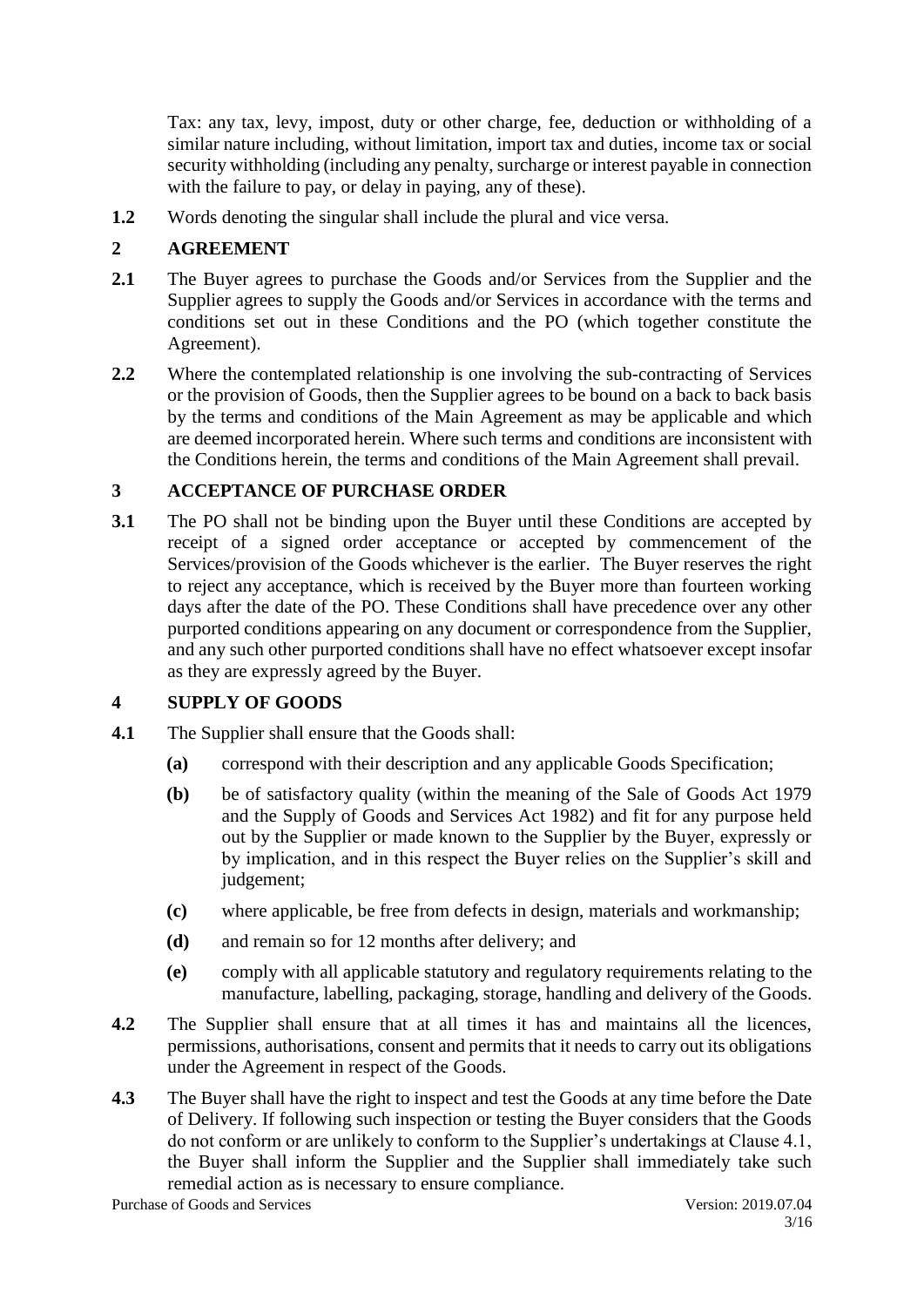Tax: any tax, levy, impost, duty or other charge, fee, deduction or withholding of a similar nature including, without limitation, import tax and duties, income tax or social security withholding (including any penalty, surcharge or interest payable in connection with the failure to pay, or delay in paying, any of these).

**1.2** Words denoting the singular shall include the plural and vice versa.

## 2 AGREEMENT

**2.1** The Buyer agrees to purchase the Goods and/or Services from the Supplier and the Supplier agrees to supply the Goods and/or Services in accordance with the terms and conditions set out in these Conditions and the PO (which together constitute the Agreement).

**2.2** Where the contemplated relationship is one involving the sub-contracting of Services or the provision of Goods, then the Supplier agrees to be bound on a back to back basis by the terms and conditions of the Main Agreement as may be applicable and which are deemed incorporated herein. Where such terms and conditions are inconsistent with the Conditions herein, the terms and conditions of the Main Agreement shall prevail.

## 3 ACCEPTANCE OF PURCHASE ORDER

**3.1** The PO shall not be binding upon the Buyer until these Conditions are accepted by receipt of a signed order acceptance or accepted by commencement of the Services/provision of the Goods whichever is the earlier. The Buyer reserves the right to reject any acceptance, which is received by the Buyer more than fourteen working days after the date of the PO. These Conditions shall have precedence over any other purported conditions appearing on any document or correspondence from the Supplier, and any such other purported conditions shall have no effect whatsoever except insofar as they are expressly agreed by the Buyer.

## 4 SUPPLY OF GOODS

**4.1** The Supplier shall ensure that the Goods shall:

- **(a)** correspond with their description and any applicable Goods Specification;
- **(b)** be of satisfactory quality (within the meaning of the Sale of Goods Act 1979 and the Supply of Goods and Services Act 1982) and fit for any purpose held out by the Supplier or made known to the Supplier by the Buyer, expressly or by implication, and in this respect the Buyer relies on the Supplier's skill and judgement;
- **(c)** where applicable, be free from defects in design, materials and workmanship;
- **(d)** and remain so for 12 months after delivery; and
- **(e)** comply with all applicable statutory and regulatory requirements relating to the manufacture, labelling, packaging, storage, handling and delivery of the Goods.

**4.2** The Supplier shall ensure that at all times it has and maintains all the licences, permissions, authorisations, consent and permits that it needs to carry out its obligations under the Agreement in respect of the Goods.

**4.3** The Buyer shall have the right to inspect and test the Goods at any time before the Date of Delivery. If following such inspection or testing the Buyer considers that the Goods do not conform or are unlikely to conform to the Supplier's undertakings at Clause 4.1, the Buyer shall inform the Supplier and the Supplier shall immediately take such remedial action as is necessary to ensure compliance.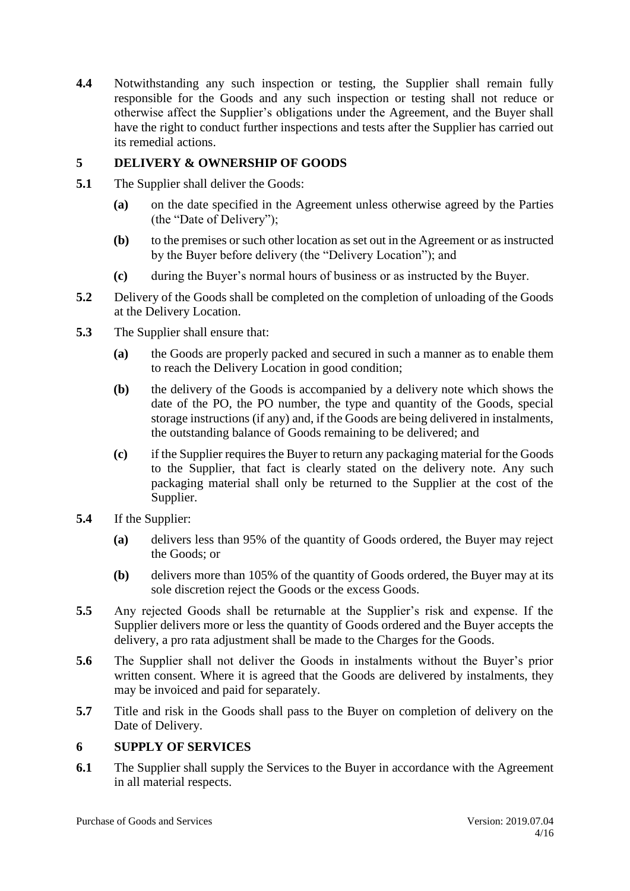**4.4** Notwithstanding any such inspection or testing, the Supplier shall remain fully responsible for the Goods and any such inspection or testing shall not reduce or otherwise affect the Supplier's obligations under the Agreement, and the Buyer shall have the right to conduct further inspections and tests after the Supplier has carried out its remedial actions.

## 5 DELIVERY & OWNERSHIP OF GOODS

**5.1** The Supplier shall deliver the Goods:

- **(a)** on the date specified in the Agreement unless otherwise agreed by the Parties (the "Date of Delivery");
- **(b)** to the premises or such other location as set out in the Agreement or as instructed by the Buyer before delivery (the "Delivery Location"); and
- **(c)** during the Buyer's normal hours of business or as instructed by the Buyer.

**5.2** Delivery of the Goods shall be completed on the completion of unloading of the Goods at the Delivery Location.

**5.3** The Supplier shall ensure that:

- **(a)** the Goods are properly packed and secured in such a manner as to enable them to reach the Delivery Location in good condition;
- **(b)** the delivery of the Goods is accompanied by a delivery note which shows the date of the PO, the PO number, the type and quantity of the Goods, special storage instructions (if any) and, if the Goods are being delivered in instalments, the outstanding balance of Goods remaining to be delivered; and
- **(c)** if the Supplier requires the Buyer to return any packaging material for the Goods to the Supplier, that fact is clearly stated on the delivery note. Any such packaging material shall only be returned to the Supplier at the cost of the Supplier.

**5.4** If the Supplier:

- **(a)** delivers less than 95% of the quantity of Goods ordered, the Buyer may reject the Goods; or
- **(b)** delivers more than 105% of the quantity of Goods ordered, the Buyer may at its sole discretion reject the Goods or the excess Goods.

**5.5** Any rejected Goods shall be returnable at the Supplier's risk and expense. If the Supplier delivers more or less the quantity of Goods ordered and the Buyer accepts the delivery, a pro rata adjustment shall be made to the Charges for the Goods.

**5.6** The Supplier shall not deliver the Goods in instalments without the Buyer's prior written consent. Where it is agreed that the Goods are delivered by instalments, they may be invoiced and paid for separately.

**5.7** Title and risk in the Goods shall pass to the Buyer on completion of delivery on the Date of Delivery.

## 6 SUPPLY OF SERVICES

**6.1** The Supplier shall supply the Services to the Buyer in accordance with the Agreement in all material respects.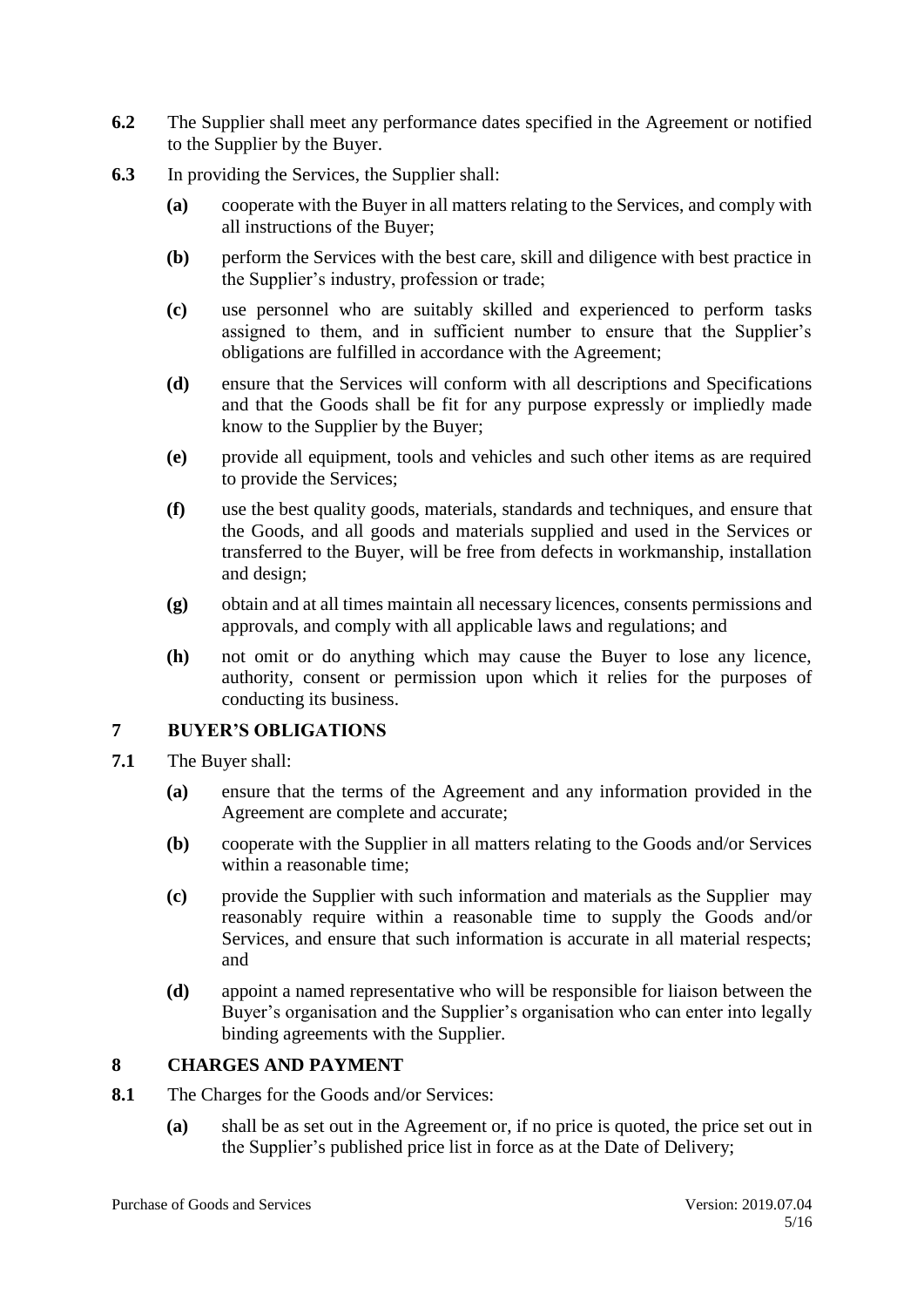**6.2** The Supplier shall meet any performance dates specified in the Agreement or notified to the Supplier by the Buyer.

**6.3** In providing the Services, the Supplier shall:

- **(a)** cooperate with the Buyer in all matters relating to the Services, and comply with all instructions of the Buyer;
- **(b)** perform the Services with the best care, skill and diligence with best practice in the Supplier's industry, profession or trade;
- **(c)** use personnel who are suitably skilled and experienced to perform tasks assigned to them, and in sufficient number to ensure that the Supplier's obligations are fulfilled in accordance with the Agreement;
- **(d)** ensure that the Services will conform with all descriptions and Specifications and that the Goods shall be fit for any purpose expressly or impliedly made know to the Supplier by the Buyer;
- **(e)** provide all equipment, tools and vehicles and such other items as are required to provide the Services;
- **(f)** use the best quality goods, materials, standards and techniques, and ensure that the Goods, and all goods and materials supplied and used in the Services or transferred to the Buyer, will be free from defects in workmanship, installation and design;
- **(g)** obtain and at all times maintain all necessary licences, consents permissions and approvals, and comply with all applicable laws and regulations; and
- **(h)** not omit or do anything which may cause the Buyer to lose any licence, authority, consent or permission upon which it relies for the purposes of conducting its business.

## 7 BUYER'S OBLIGATIONS

**7.1** The Buyer shall:

- **(a)** ensure that the terms of the Agreement and any information provided in the Agreement are complete and accurate;
- **(b)** cooperate with the Supplier in all matters relating to the Goods and/or Services within a reasonable time;
- **(c)** provide the Supplier with such information and materials as the Supplier may reasonably require within a reasonable time to supply the Goods and/or Services, and ensure that such information is accurate in all material respects; and
- **(d)** appoint a named representative who will be responsible for liaison between the Buyer's organisation and the Supplier's organisation who can enter into legally binding agreements with the Supplier.

## 8 CHARGES AND PAYMENT

**8.1** The Charges for the Goods and/or Services:

- **(a)** shall be as set out in the Agreement or, if no price is quoted, the price set out in the Supplier's published price list in force as at the Date of Delivery;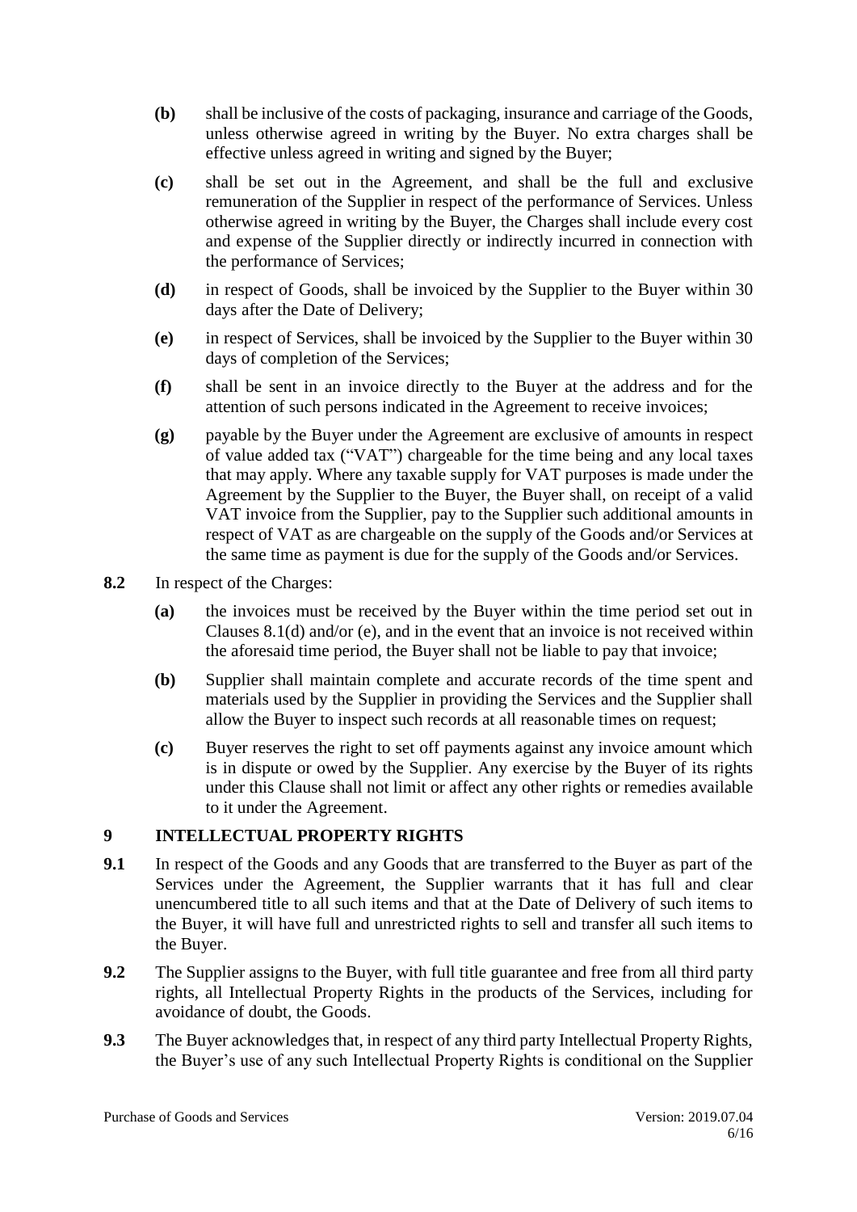**(b)** shall be inclusive of the costs of packaging, insurance and carriage of the Goods, unless otherwise agreed in writing by the Buyer. No extra charges shall be effective unless agreed in writing and signed by the Buyer;

**(c)** shall be set out in the Agreement, and shall be the full and exclusive remuneration of the Supplier in respect of the performance of Services. Unless otherwise agreed in writing by the Buyer, the Charges shall include every cost and expense of the Supplier directly or indirectly incurred in connection with the performance of Services;

**(d)** in respect of Goods, shall be invoiced by the Supplier to the Buyer within 30 days after the Date of Delivery;

**(e)** in respect of Services, shall be invoiced by the Supplier to the Buyer within 30 days of completion of the Services;

**(f)** shall be sent in an invoice directly to the Buyer at the address and for the attention of such persons indicated in the Agreement to receive invoices;

**(g)** payable by the Buyer under the Agreement are exclusive of amounts in respect of value added tax ("VAT") chargeable for the time being and any local taxes that may apply. Where any taxable supply for VAT purposes is made under the Agreement by the Supplier to the Buyer, the Buyer shall, on receipt of a valid VAT invoice from the Supplier, pay to the Supplier such additional amounts in respect of VAT as are chargeable on the supply of the Goods and/or Services at the same time as payment is due for the supply of the Goods and/or Services.

**8.2** In respect of the Charges:

**(a)** the invoices must be received by the Buyer within the time period set out in Clauses 8.1(d) and/or (e), and in the event that an invoice is not received within the aforesaid time period, the Buyer shall not be liable to pay that invoice;

**(b)** Supplier shall maintain complete and accurate records of the time spent and materials used by the Supplier in providing the Services and the Supplier shall allow the Buyer to inspect such records at all reasonable times on request;

**(c)** Buyer reserves the right to set off payments against any invoice amount which is in dispute or owed by the Supplier. Any exercise by the Buyer of its rights under this Clause shall not limit or affect any other rights or remedies available to it under the Agreement.

## 9 INTELLECTUAL PROPERTY RIGHTS

**9.1** In respect of the Goods and any Goods that are transferred to the Buyer as part of the Services under the Agreement, the Supplier warrants that it has full and clear unencumbered title to all such items and that at the Date of Delivery of such items to the Buyer, it will have full and unrestricted rights to sell and transfer all such items to the Buyer.

**9.2** The Supplier assigns to the Buyer, with full title guarantee and free from all third party rights, all Intellectual Property Rights in the products of the Services, including for avoidance of doubt, the Goods.

**9.3** The Buyer acknowledges that, in respect of any third party Intellectual Property Rights, the Buyer's use of any such Intellectual Property Rights is conditional on the Supplier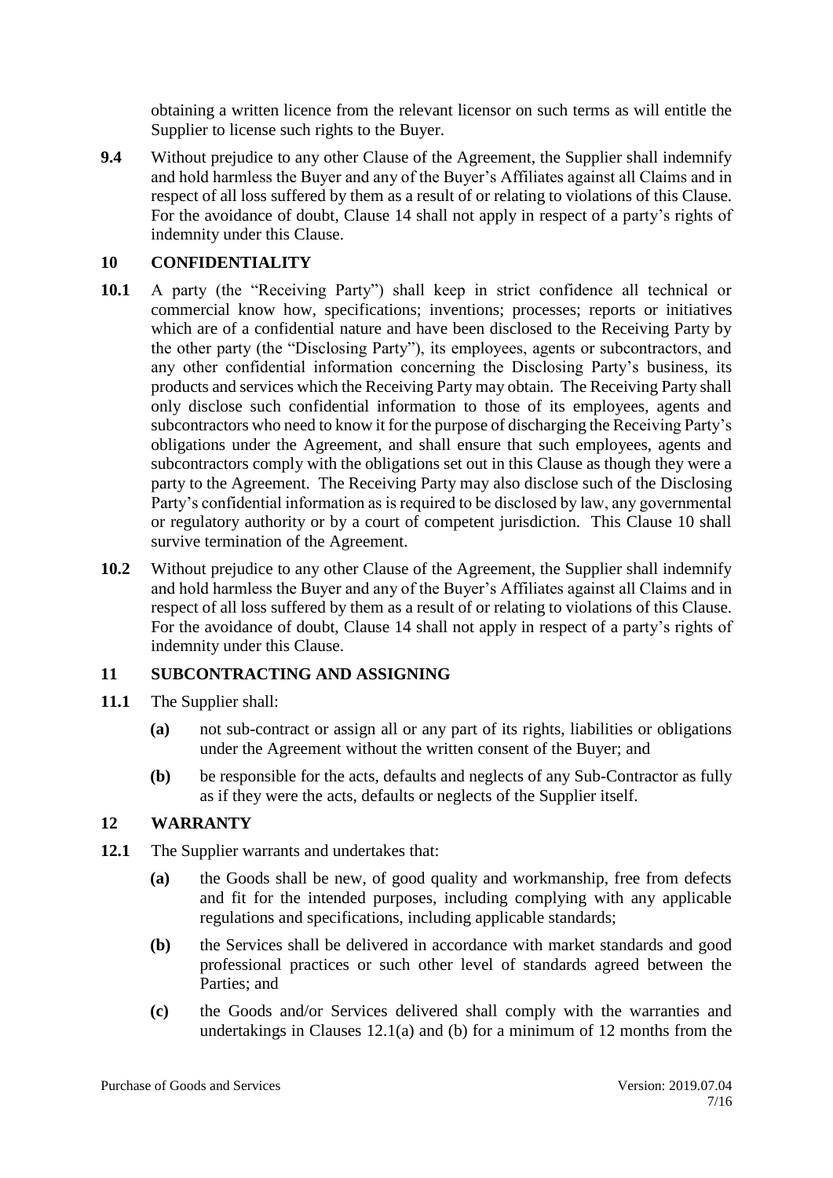obtaining a written licence from the relevant licensor on such terms as will entitle the Supplier to license such rights to the Buyer.

**9.4** Without prejudice to any other Clause of the Agreement, the Supplier shall indemnify and hold harmless the Buyer and any of the Buyer's Affiliates against all Claims and in respect of all loss suffered by them as a result of or relating to violations of this Clause. For the avoidance of doubt, Clause 14 shall not apply in respect of a party's rights of indemnity under this Clause.

## 10 CONFIDENTIALITY

**10.1** A party (the "Receiving Party") shall keep in strict confidence all technical or commercial know how, specifications; inventions; processes; reports or initiatives which are of a confidential nature and have been disclosed to the Receiving Party by the other party (the "Disclosing Party"), its employees, agents or subcontractors, and any other confidential information concerning the Disclosing Party's business, its products and services which the Receiving Party may obtain. The Receiving Party shall only disclose such confidential information to those of its employees, agents and subcontractors who need to know it for the purpose of discharging the Receiving Party's obligations under the Agreement, and shall ensure that such employees, agents and subcontractors comply with the obligations set out in this Clause as though they were a party to the Agreement. The Receiving Party may also disclose such of the Disclosing Party's confidential information as is required to be disclosed by law, any governmental or regulatory authority or by a court of competent jurisdiction. This Clause 10 shall survive termination of the Agreement.

**10.2** Without prejudice to any other Clause of the Agreement, the Supplier shall indemnify and hold harmless the Buyer and any of the Buyer's Affiliates against all Claims and in respect of all loss suffered by them as a result of or relating to violations of this Clause. For the avoidance of doubt, Clause 14 shall not apply in respect of a party's rights of indemnity under this Clause.

## 11 SUBCONTRACTING AND ASSIGNING

**11.1** The Supplier shall:

**(a)** not sub-contract or assign all or any part of its rights, liabilities or obligations under the Agreement without the written consent of the Buyer; and

**(b)** be responsible for the acts, defaults and neglects of any Sub-Contractor as fully as if they were the acts, defaults or neglects of the Supplier itself.

## 12 WARRANTY

**12.1** The Supplier warrants and undertakes that:

**(a)** the Goods shall be new, of good quality and workmanship, free from defects and fit for the intended purposes, including complying with any applicable regulations and specifications, including applicable standards;

**(b)** the Services shall be delivered in accordance with market standards and good professional practices or such other level of standards agreed between the Parties; and

**(c)** the Goods and/or Services delivered shall comply with the warranties and undertakings in Clauses 12.1(a) and (b) for a minimum of 12 months from the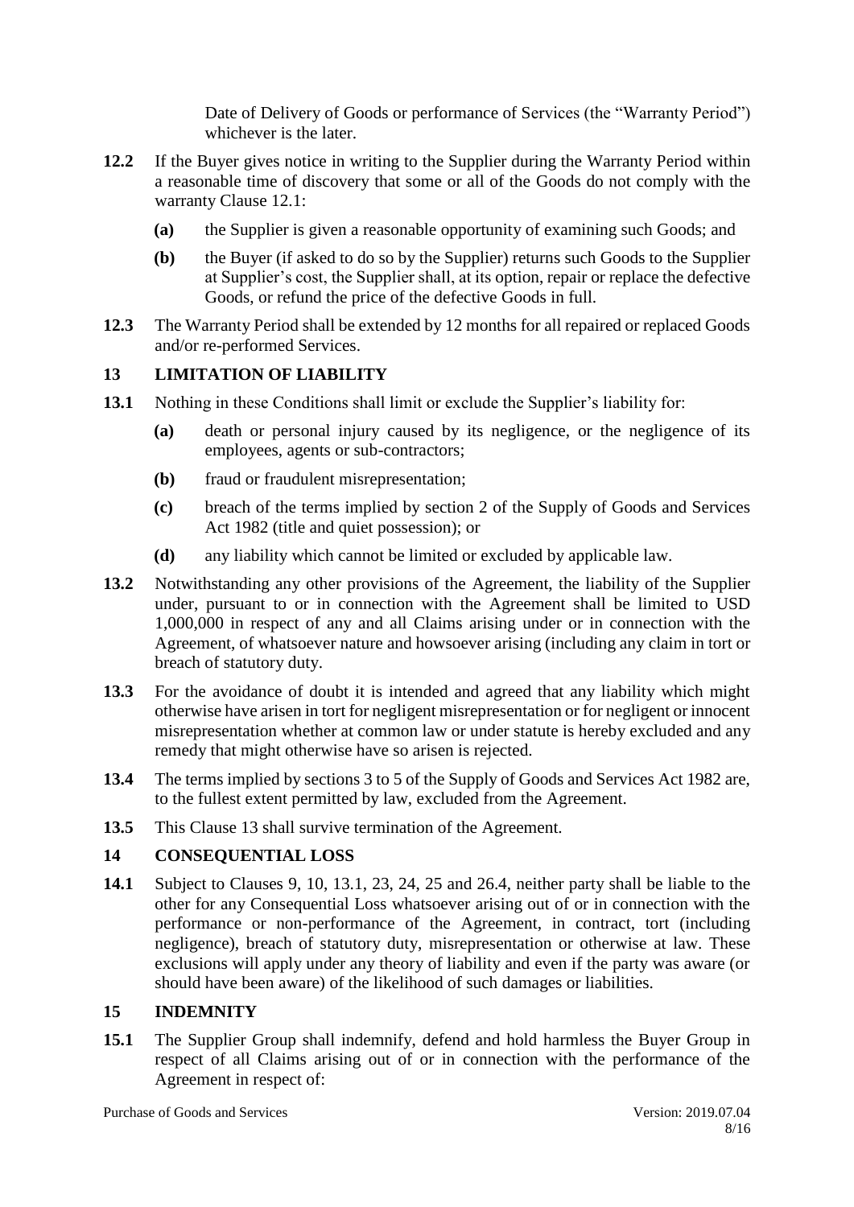Date of Delivery of Goods or performance of Services (the "Warranty Period") whichever is the later.

**12.2** If the Buyer gives notice in writing to the Supplier during the Warranty Period within a reasonable time of discovery that some or all of the Goods do not comply with the warranty Clause 12.1:

- **(a)** the Supplier is given a reasonable opportunity of examining such Goods; and
- **(b)** the Buyer (if asked to do so by the Supplier) returns such Goods to the Supplier at Supplier's cost, the Supplier shall, at its option, repair or replace the defective Goods, or refund the price of the defective Goods in full.

**12.3** The Warranty Period shall be extended by 12 months for all repaired or replaced Goods and/or re-performed Services.

## 13 LIMITATION OF LIABILITY

**13.1** Nothing in these Conditions shall limit or exclude the Supplier's liability for:

- **(a)** death or personal injury caused by its negligence, or the negligence of its employees, agents or sub-contractors;
- **(b)** fraud or fraudulent misrepresentation;
- **(c)** breach of the terms implied by section 2 of the Supply of Goods and Services Act 1982 (title and quiet possession); or
- **(d)** any liability which cannot be limited or excluded by applicable law.

**13.2** Notwithstanding any other provisions of the Agreement, the liability of the Supplier under, pursuant to or in connection with the Agreement shall be limited to USD 1,000,000 in respect of any and all Claims arising under or in connection with the Agreement, of whatsoever nature and howsoever arising (including any claim in tort or breach of statutory duty.

**13.3** For the avoidance of doubt it is intended and agreed that any liability which might otherwise have arisen in tort for negligent misrepresentation or for negligent or innocent misrepresentation whether at common law or under statute is hereby excluded and any remedy that might otherwise have so arisen is rejected.

**13.4** The terms implied by sections 3 to 5 of the Supply of Goods and Services Act 1982 are, to the fullest extent permitted by law, excluded from the Agreement.

**13.5** This Clause 13 shall survive termination of the Agreement.

## 14 CONSEQUENTIAL LOSS

**14.1** Subject to Clauses 9, 10, 13.1, 23, 24, 25 and 26.4, neither party shall be liable to the other for any Consequential Loss whatsoever arising out of or in connection with the performance or non-performance of the Agreement, in contract, tort (including negligence), breach of statutory duty, misrepresentation or otherwise at law. These exclusions will apply under any theory of liability and even if the party was aware (or should have been aware) of the likelihood of such damages or liabilities.

## 15 INDEMNITY

**15.1** The Supplier Group shall indemnify, defend and hold harmless the Buyer Group in respect of all Claims arising out of or in connection with the performance of the Agreement in respect of: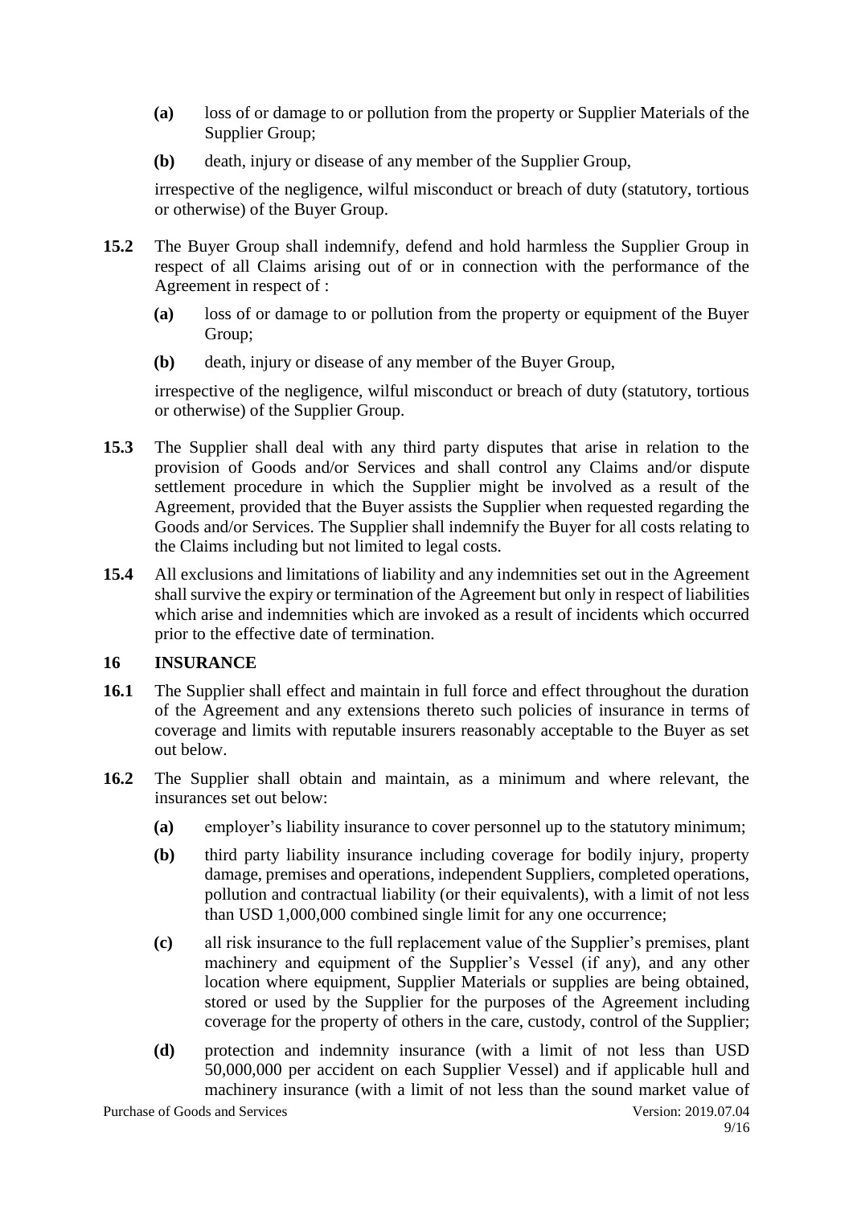**(a)** loss of or damage to or pollution from the property or Supplier Materials of the Supplier Group;

**(b)** death, injury or disease of any member of the Supplier Group,

irrespective of the negligence, wilful misconduct or breach of duty (statutory, tortious or otherwise) of the Buyer Group.

**15.2** The Buyer Group shall indemnify, defend and hold harmless the Supplier Group in respect of all Claims arising out of or in connection with the performance of the Agreement in respect of :

**(a)** loss of or damage to or pollution from the property or equipment of the Buyer Group;

**(b)** death, injury or disease of any member of the Buyer Group,

irrespective of the negligence, wilful misconduct or breach of duty (statutory, tortious or otherwise) of the Supplier Group.

**15.3** The Supplier shall deal with any third party disputes that arise in relation to the provision of Goods and/or Services and shall control any Claims and/or dispute settlement procedure in which the Supplier might be involved as a result of the Agreement, provided that the Buyer assists the Supplier when requested regarding the Goods and/or Services. The Supplier shall indemnify the Buyer for all costs relating to the Claims including but not limited to legal costs.

**15.4** All exclusions and limitations of liability and any indemnities set out in the Agreement shall survive the expiry or termination of the Agreement but only in respect of liabilities which arise and indemnities which are invoked as a result of incidents which occurred prior to the effective date of termination.

## 16 INSURANCE

**16.1** The Supplier shall effect and maintain in full force and effect throughout the duration of the Agreement and any extensions thereto such policies of insurance in terms of coverage and limits with reputable insurers reasonably acceptable to the Buyer as set out below.

**16.2** The Supplier shall obtain and maintain, as a minimum and where relevant, the insurances set out below:

**(a)** employer's liability insurance to cover personnel up to the statutory minimum;

**(b)** third party liability insurance including coverage for bodily injury, property damage, premises and operations, independent Suppliers, completed operations, pollution and contractual liability (or their equivalents), with a limit of not less than USD 1,000,000 combined single limit for any one occurrence;

**(c)** all risk insurance to the full replacement value of the Supplier's premises, plant machinery and equipment of the Supplier's Vessel (if any), and any other location where equipment, Supplier Materials or supplies are being obtained, stored or used by the Supplier for the purposes of the Agreement including coverage for the property of others in the care, custody, control of the Supplier;

**(d)** protection and indemnity insurance (with a limit of not less than USD 50,000,000 per accident on each Supplier Vessel) and if applicable hull and machinery insurance (with a limit of not less than the sound market value of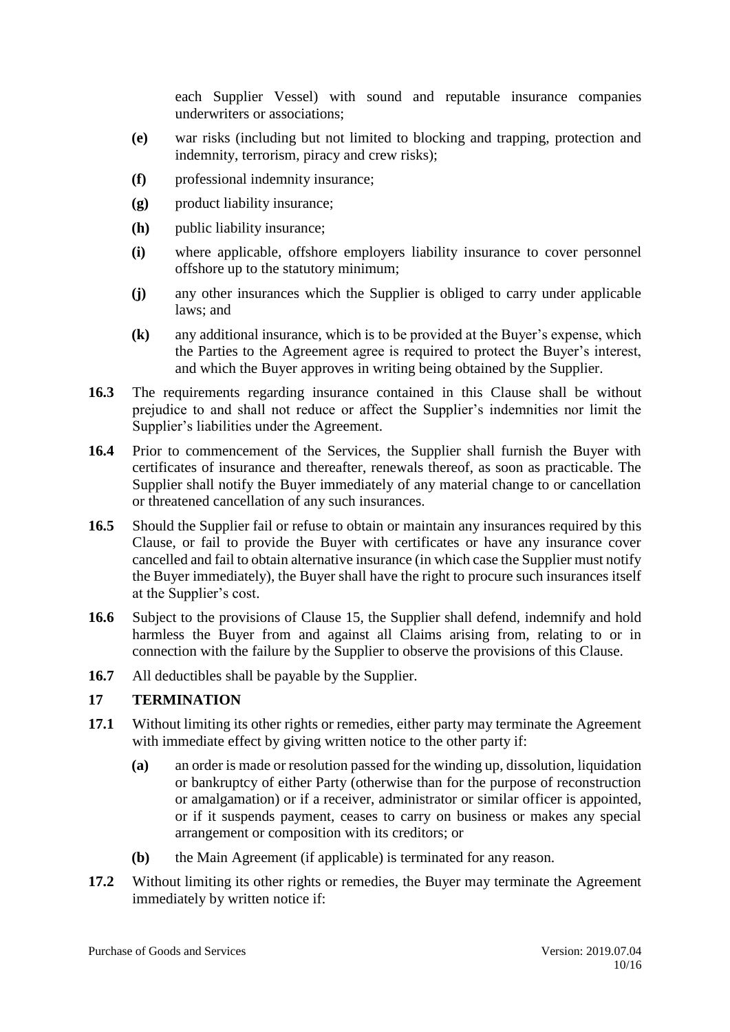each Supplier Vessel) with sound and reputable insurance companies underwriters or associations;

**(e)** war risks (including but not limited to blocking and trapping, protection and indemnity, terrorism, piracy and crew risks);

**(f)** professional indemnity insurance;

**(g)** product liability insurance;

**(h)** public liability insurance;

**(i)** where applicable, offshore employers liability insurance to cover personnel offshore up to the statutory minimum;

**(j)** any other insurances which the Supplier is obliged to carry under applicable laws; and

**(k)** any additional insurance, which is to be provided at the Buyer's expense, which the Parties to the Agreement agree is required to protect the Buyer's interest, and which the Buyer approves in writing being obtained by the Supplier.

**16.3** The requirements regarding insurance contained in this Clause shall be without prejudice to and shall not reduce or affect the Supplier's indemnities nor limit the Supplier's liabilities under the Agreement.

**16.4** Prior to commencement of the Services, the Supplier shall furnish the Buyer with certificates of insurance and thereafter, renewals thereof, as soon as practicable. The Supplier shall notify the Buyer immediately of any material change to or cancellation or threatened cancellation of any such insurances.

**16.5** Should the Supplier fail or refuse to obtain or maintain any insurances required by this Clause, or fail to provide the Buyer with certificates or have any insurance cover cancelled and fail to obtain alternative insurance (in which case the Supplier must notify the Buyer immediately), the Buyer shall have the right to procure such insurances itself at the Supplier's cost.

**16.6** Subject to the provisions of Clause 15, the Supplier shall defend, indemnify and hold harmless the Buyer from and against all Claims arising from, relating to or in connection with the failure by the Supplier to observe the provisions of this Clause.

**16.7** All deductibles shall be payable by the Supplier.

## 17 TERMINATION

**17.1** Without limiting its other rights or remedies, either party may terminate the Agreement with immediate effect by giving written notice to the other party if:

**(a)** an order is made or resolution passed for the winding up, dissolution, liquidation or bankruptcy of either Party (otherwise than for the purpose of reconstruction or amalgamation) or if a receiver, administrator or similar officer is appointed, or if it suspends payment, ceases to carry on business or makes any special arrangement or composition with its creditors; or

**(b)** the Main Agreement (if applicable) is terminated for any reason.

**17.2** Without limiting its other rights or remedies, the Buyer may terminate the Agreement immediately by written notice if: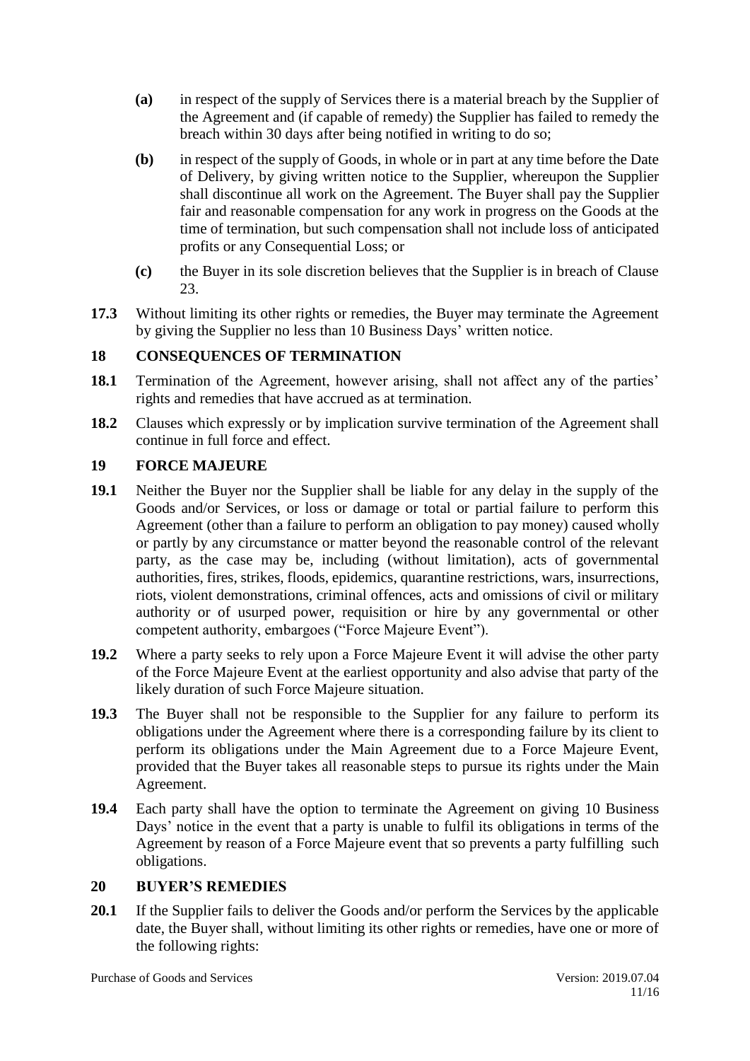**(a)** in respect of the supply of Services there is a material breach by the Supplier of the Agreement and (if capable of remedy) the Supplier has failed to remedy the breach within 30 days after being notified in writing to do so;

**(b)** in respect of the supply of Goods, in whole or in part at any time before the Date of Delivery, by giving written notice to the Supplier, whereupon the Supplier shall discontinue all work on the Agreement. The Buyer shall pay the Supplier fair and reasonable compensation for any work in progress on the Goods at the time of termination, but such compensation shall not include loss of anticipated profits or any Consequential Loss; or

**(c)** the Buyer in its sole discretion believes that the Supplier is in breach of Clause 23.

**17.3** Without limiting its other rights or remedies, the Buyer may terminate the Agreement by giving the Supplier no less than 10 Business Days' written notice.

## 18 CONSEQUENCES OF TERMINATION

**18.1** Termination of the Agreement, however arising, shall not affect any of the parties' rights and remedies that have accrued as at termination.

**18.2** Clauses which expressly or by implication survive termination of the Agreement shall continue in full force and effect.

## 19 FORCE MAJEURE

**19.1** Neither the Buyer nor the Supplier shall be liable for any delay in the supply of the Goods and/or Services, or loss or damage or total or partial failure to perform this Agreement (other than a failure to perform an obligation to pay money) caused wholly or partly by any circumstance or matter beyond the reasonable control of the relevant party, as the case may be, including (without limitation), acts of governmental authorities, fires, strikes, floods, epidemics, quarantine restrictions, wars, insurrections, riots, violent demonstrations, criminal offences, acts and omissions of civil or military authority or of usurped power, requisition or hire by any governmental or other competent authority, embargoes ("Force Majeure Event").

**19.2** Where a party seeks to rely upon a Force Majeure Event it will advise the other party of the Force Majeure Event at the earliest opportunity and also advise that party of the likely duration of such Force Majeure situation.

**19.3** The Buyer shall not be responsible to the Supplier for any failure to perform its obligations under the Agreement where there is a corresponding failure by its client to perform its obligations under the Main Agreement due to a Force Majeure Event, provided that the Buyer takes all reasonable steps to pursue its rights under the Main Agreement.

**19.4** Each party shall have the option to terminate the Agreement on giving 10 Business Days' notice in the event that a party is unable to fulfil its obligations in terms of the Agreement by reason of a Force Majeure event that so prevents a party fulfilling such obligations.

## 20 BUYER'S REMEDIES

**20.1** If the Supplier fails to deliver the Goods and/or perform the Services by the applicable date, the Buyer shall, without limiting its other rights or remedies, have one or more of the following rights: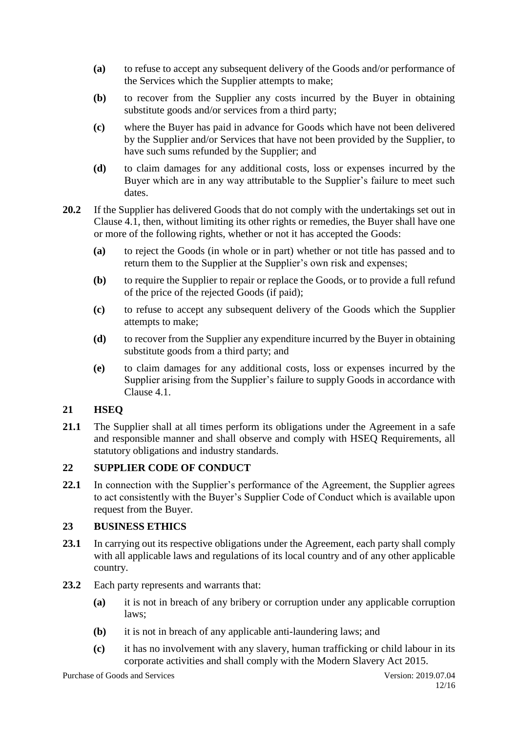- **(a)** to refuse to accept any subsequent delivery of the Goods and/or performance of the Services which the Supplier attempts to make;
- **(b)** to recover from the Supplier any costs incurred by the Buyer in obtaining substitute goods and/or services from a third party;
- **(c)** where the Buyer has paid in advance for Goods which have not been delivered by the Supplier and/or Services that have not been provided by the Supplier, to have such sums refunded by the Supplier; and
- **(d)** to claim damages for any additional costs, loss or expenses incurred by the Buyer which are in any way attributable to the Supplier's failure to meet such dates.

**20.2** If the Supplier has delivered Goods that do not comply with the undertakings set out in Clause 4.1, then, without limiting its other rights or remedies, the Buyer shall have one or more of the following rights, whether or not it has accepted the Goods:

- **(a)** to reject the Goods (in whole or in part) whether or not title has passed and to return them to the Supplier at the Supplier's own risk and expenses;
- **(b)** to require the Supplier to repair or replace the Goods, or to provide a full refund of the price of the rejected Goods (if paid);
- **(c)** to refuse to accept any subsequent delivery of the Goods which the Supplier attempts to make;
- **(d)** to recover from the Supplier any expenditure incurred by the Buyer in obtaining substitute goods from a third party; and
- **(e)** to claim damages for any additional costs, loss or expenses incurred by the Supplier arising from the Supplier's failure to supply Goods in accordance with Clause 4.1.

## 21 HSEQ

**21.1** The Supplier shall at all times perform its obligations under the Agreement in a safe and responsible manner and shall observe and comply with HSEQ Requirements, all statutory obligations and industry standards.

## 22 SUPPLIER CODE OF CONDUCT

**22.1** In connection with the Supplier's performance of the Agreement, the Supplier agrees to act consistently with the Buyer's Supplier Code of Conduct which is available upon request from the Buyer.

## 23 BUSINESS ETHICS

**23.1** In carrying out its respective obligations under the Agreement, each party shall comply with all applicable laws and regulations of its local country and of any other applicable country.

**23.2** Each party represents and warrants that:

- **(a)** it is not in breach of any bribery or corruption under any applicable corruption laws;
- **(b)** it is not in breach of any applicable anti-laundering laws; and
- **(c)** it has no involvement with any slavery, human trafficking or child labour in its corporate activities and shall comply with the Modern Slavery Act 2015.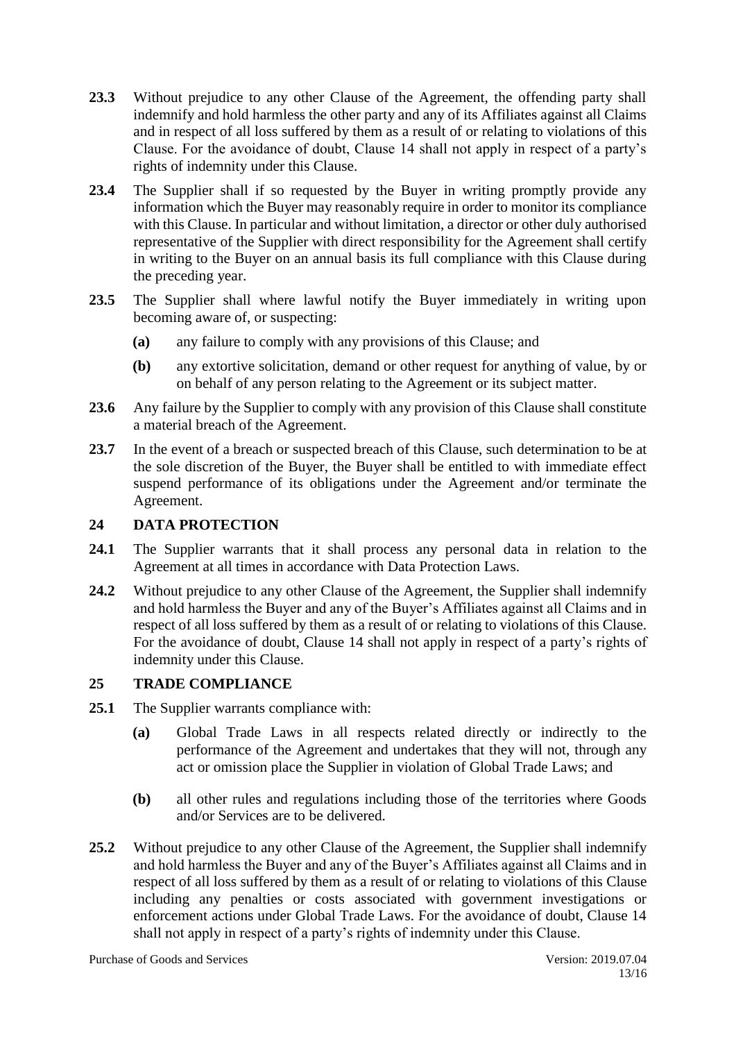**23.3** Without prejudice to any other Clause of the Agreement, the offending party shall indemnify and hold harmless the other party and any of its Affiliates against all Claims and in respect of all loss suffered by them as a result of or relating to violations of this Clause. For the avoidance of doubt, Clause 14 shall not apply in respect of a party's rights of indemnity under this Clause.

**23.4** The Supplier shall if so requested by the Buyer in writing promptly provide any information which the Buyer may reasonably require in order to monitor its compliance with this Clause. In particular and without limitation, a director or other duly authorised representative of the Supplier with direct responsibility for the Agreement shall certify in writing to the Buyer on an annual basis its full compliance with this Clause during the preceding year.

**23.5** The Supplier shall where lawful notify the Buyer immediately in writing upon becoming aware of, or suspecting:

- **(a)** any failure to comply with any provisions of this Clause; and
- **(b)** any extortive solicitation, demand or other request for anything of value, by or on behalf of any person relating to the Agreement or its subject matter.

**23.6** Any failure by the Supplier to comply with any provision of this Clause shall constitute a material breach of the Agreement.

**23.7** In the event of a breach or suspected breach of this Clause, such determination to be at the sole discretion of the Buyer, the Buyer shall be entitled to with immediate effect suspend performance of its obligations under the Agreement and/or terminate the Agreement.

## 24 DATA PROTECTION

**24.1** The Supplier warrants that it shall process any personal data in relation to the Agreement at all times in accordance with Data Protection Laws.

**24.2** Without prejudice to any other Clause of the Agreement, the Supplier shall indemnify and hold harmless the Buyer and any of the Buyer's Affiliates against all Claims and in respect of all loss suffered by them as a result of or relating to violations of this Clause. For the avoidance of doubt, Clause 14 shall not apply in respect of a party's rights of indemnity under this Clause.

## 25 TRADE COMPLIANCE

**25.1** The Supplier warrants compliance with:

- **(a)** Global Trade Laws in all respects related directly or indirectly to the performance of the Agreement and undertakes that they will not, through any act or omission place the Supplier in violation of Global Trade Laws; and
- **(b)** all other rules and regulations including those of the territories where Goods and/or Services are to be delivered.

**25.2** Without prejudice to any other Clause of the Agreement, the Supplier shall indemnify and hold harmless the Buyer and any of the Buyer's Affiliates against all Claims and in respect of all loss suffered by them as a result of or relating to violations of this Clause including any penalties or costs associated with government investigations or enforcement actions under Global Trade Laws. For the avoidance of doubt, Clause 14 shall not apply in respect of a party's rights of indemnity under this Clause.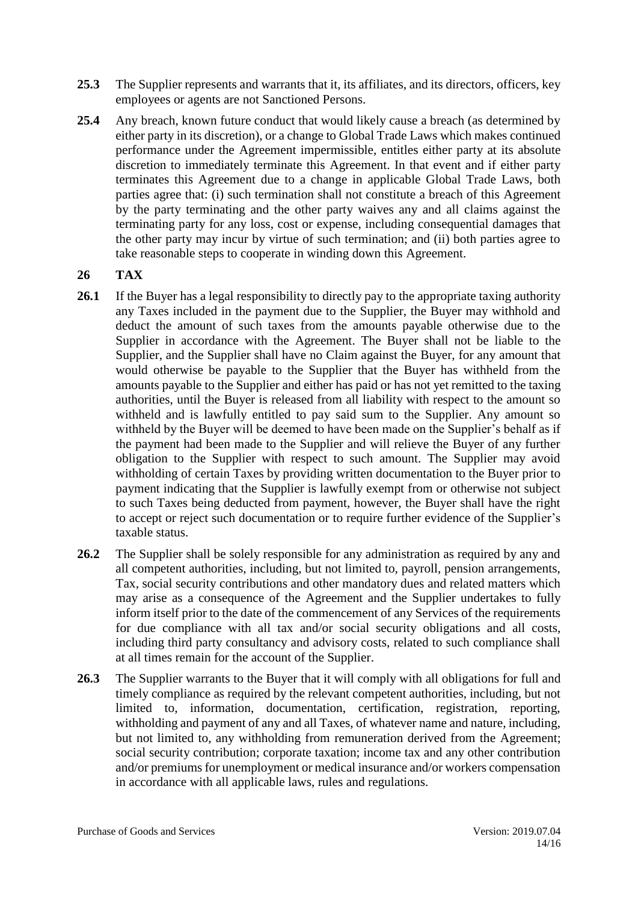**25.3** The Supplier represents and warrants that it, its affiliates, and its directors, officers, key employees or agents are not Sanctioned Persons.

**25.4** Any breach, known future conduct that would likely cause a breach (as determined by either party in its discretion), or a change to Global Trade Laws which makes continued performance under the Agreement impermissible, entitles either party at its absolute discretion to immediately terminate this Agreement. In that event and if either party terminates this Agreement due to a change in applicable Global Trade Laws, both parties agree that: (i) such termination shall not constitute a breach of this Agreement by the party terminating and the other party waives any and all claims against the terminating party for any loss, cost or expense, including consequential damages that the other party may incur by virtue of such termination; and (ii) both parties agree to take reasonable steps to cooperate in winding down this Agreement.

## 26 TAX

**26.1** If the Buyer has a legal responsibility to directly pay to the appropriate taxing authority any Taxes included in the payment due to the Supplier, the Buyer may withhold and deduct the amount of such taxes from the amounts payable otherwise due to the Supplier in accordance with the Agreement. The Buyer shall not be liable to the Supplier, and the Supplier shall have no Claim against the Buyer, for any amount that would otherwise be payable to the Supplier that the Buyer has withheld from the amounts payable to the Supplier and either has paid or has not yet remitted to the taxing authorities, until the Buyer is released from all liability with respect to the amount so withheld and is lawfully entitled to pay said sum to the Supplier. Any amount so withheld by the Buyer will be deemed to have been made on the Supplier's behalf as if the payment had been made to the Supplier and will relieve the Buyer of any further obligation to the Supplier with respect to such amount. The Supplier may avoid withholding of certain Taxes by providing written documentation to the Buyer prior to payment indicating that the Supplier is lawfully exempt from or otherwise not subject to such Taxes being deducted from payment, however, the Buyer shall have the right to accept or reject such documentation or to require further evidence of the Supplier's taxable status.

**26.2** The Supplier shall be solely responsible for any administration as required by any and all competent authorities, including, but not limited to, payroll, pension arrangements, Tax, social security contributions and other mandatory dues and related matters which may arise as a consequence of the Agreement and the Supplier undertakes to fully inform itself prior to the date of the commencement of any Services of the requirements for due compliance with all tax and/or social security obligations and all costs, including third party consultancy and advisory costs, related to such compliance shall at all times remain for the account of the Supplier.

**26.3** The Supplier warrants to the Buyer that it will comply with all obligations for full and timely compliance as required by the relevant competent authorities, including, but not limited to, information, documentation, certification, registration, reporting, withholding and payment of any and all Taxes, of whatever name and nature, including, but not limited to, any withholding from remuneration derived from the Agreement; social security contribution; corporate taxation; income tax and any other contribution and/or premiums for unemployment or medical insurance and/or workers compensation in accordance with all applicable laws, rules and regulations.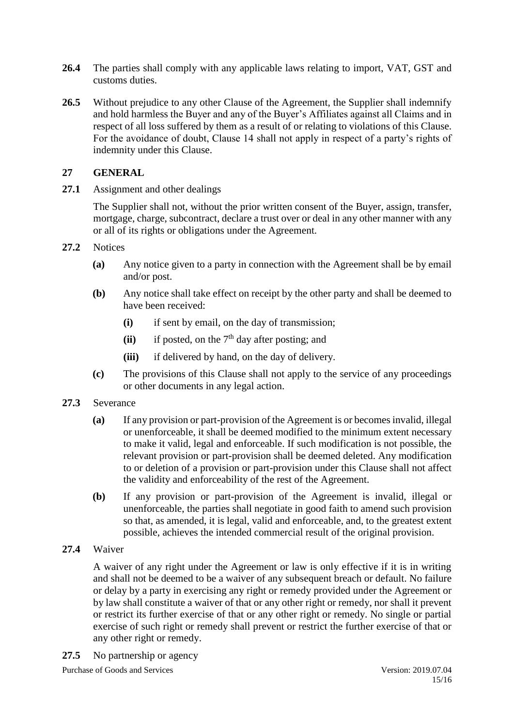**26.4** The parties shall comply with any applicable laws relating to import, VAT, GST and customs duties.

**26.5** Without prejudice to any other Clause of the Agreement, the Supplier shall indemnify and hold harmless the Buyer and any of the Buyer's Affiliates against all Claims and in respect of all loss suffered by them as a result of or relating to violations of this Clause. For the avoidance of doubt, Clause 14 shall not apply in respect of a party's rights of indemnity under this Clause.

## 27 GENERAL

**27.1** Assignment and other dealings

The Supplier shall not, without the prior written consent of the Buyer, assign, transfer, mortgage, charge, subcontract, declare a trust over or deal in any other manner with any or all of its rights or obligations under the Agreement.

**27.2** Notices

**(a)** Any notice given to a party in connection with the Agreement shall be by email and/or post.

**(b)** Any notice shall take effect on receipt by the other party and shall be deemed to have been received:

**(i)** if sent by email, on the day of transmission;

**(ii)** if posted, on the 7th day after posting; and

**(iii)** if delivered by hand, on the day of delivery.

**(c)** The provisions of this Clause shall not apply to the service of any proceedings or other documents in any legal action.

**27.3** Severance

**(a)** If any provision or part-provision of the Agreement is or becomes invalid, illegal or unenforceable, it shall be deemed modified to the minimum extent necessary to make it valid, legal and enforceable. If such modification is not possible, the relevant provision or part-provision shall be deemed deleted. Any modification to or deletion of a provision or part-provision under this Clause shall not affect the validity and enforceability of the rest of the Agreement.

**(b)** If any provision or part-provision of the Agreement is invalid, illegal or unenforceable, the parties shall negotiate in good faith to amend such provision so that, as amended, it is legal, valid and enforceable, and, to the greatest extent possible, achieves the intended commercial result of the original provision.

**27.4** Waiver

A waiver of any right under the Agreement or law is only effective if it is in writing and shall not be deemed to be a waiver of any subsequent breach or default. No failure or delay by a party in exercising any right or remedy provided under the Agreement or by law shall constitute a waiver of that or any other right or remedy, nor shall it prevent or restrict its further exercise of that or any other right or remedy. No single or partial exercise of such right or remedy shall prevent or restrict the further exercise of that or any other right or remedy.

**27.5** No partnership or agency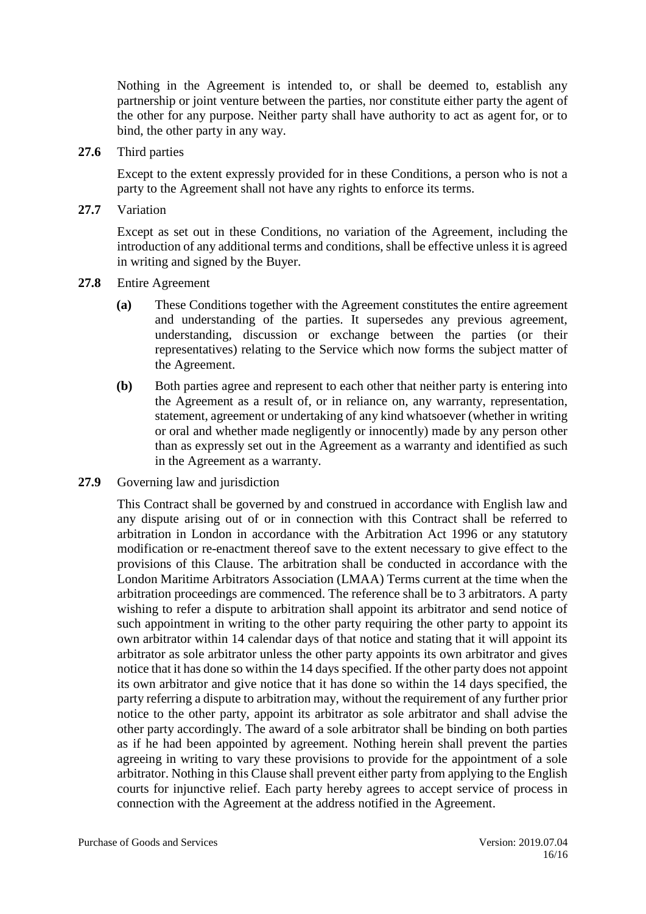Nothing in the Agreement is intended to, or shall be deemed to, establish any partnership or joint venture between the parties, nor constitute either party the agent of the other for any purpose. Neither party shall have authority to act as agent for, or to bind, the other party in any way.

**27.6** Third parties

Except to the extent expressly provided for in these Conditions, a person who is not a party to the Agreement shall not have any rights to enforce its terms.

**27.7** Variation

Except as set out in these Conditions, no variation of the Agreement, including the introduction of any additional terms and conditions, shall be effective unless it is agreed in writing and signed by the Buyer.

**27.8** Entire Agreement

**(a)** These Conditions together with the Agreement constitutes the entire agreement and understanding of the parties. It supersedes any previous agreement, understanding, discussion or exchange between the parties (or their representatives) relating to the Service which now forms the subject matter of the Agreement.

**(b)** Both parties agree and represent to each other that neither party is entering into the Agreement as a result of, or in reliance on, any warranty, representation, statement, agreement or undertaking of any kind whatsoever (whether in writing or oral and whether made negligently or innocently) made by any person other than as expressly set out in the Agreement as a warranty and identified as such in the Agreement as a warranty.

**27.9** Governing law and jurisdiction

This Contract shall be governed by and construed in accordance with English law and any dispute arising out of or in connection with this Contract shall be referred to arbitration in London in accordance with the Arbitration Act 1996 or any statutory modification or re-enactment thereof save to the extent necessary to give effect to the provisions of this Clause. The arbitration shall be conducted in accordance with the London Maritime Arbitrators Association (LMAA) Terms current at the time when the arbitration proceedings are commenced. The reference shall be to 3 arbitrators. A party wishing to refer a dispute to arbitration shall appoint its arbitrator and send notice of such appointment in writing to the other party requiring the other party to appoint its own arbitrator within 14 calendar days of that notice and stating that it will appoint its arbitrator as sole arbitrator unless the other party appoints its own arbitrator and gives notice that it has done so within the 14 days specified. If the other party does not appoint its own arbitrator and give notice that it has done so within the 14 days specified, the party referring a dispute to arbitration may, without the requirement of any further prior notice to the other party, appoint its arbitrator as sole arbitrator and shall advise the other party accordingly. The award of a sole arbitrator shall be binding on both parties as if he had been appointed by agreement. Nothing herein shall prevent the parties agreeing in writing to vary these provisions to provide for the appointment of a sole arbitrator. Nothing in this Clause shall prevent either party from applying to the English courts for injunctive relief. Each party hereby agrees to accept service of process in connection with the Agreement at the address notified in the Agreement.